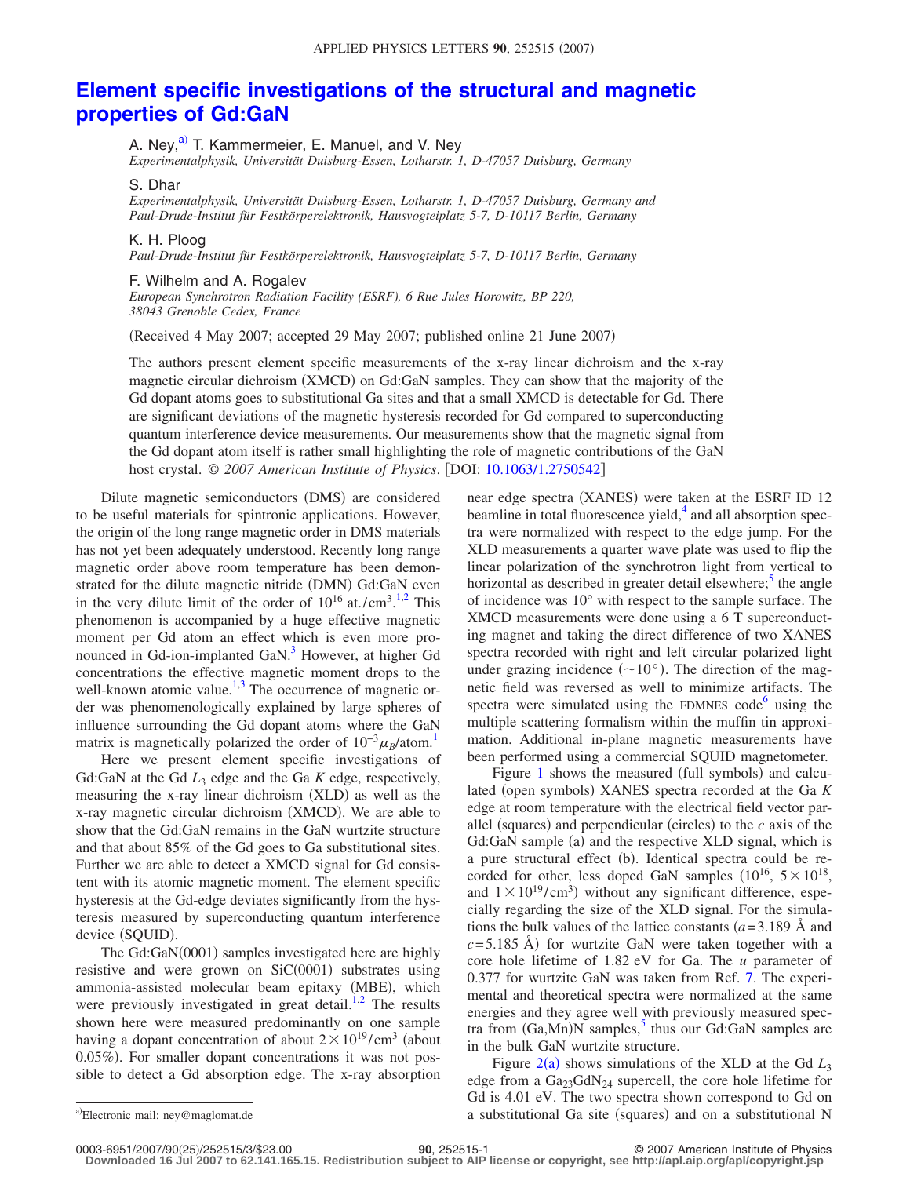# Element specific investigations of the structural and magnetic properties of Gd:GaN

A. Ney,[a)] T. Kammermeier, E. Manuel, and V. Ney
*Experimentalphysik, Universität Duisburg-Essen, Lotharstr. 1, D-47057 Duisburg, Germany*

S. Dhar
*Experimentalphysik, Universität Duisburg-Essen, Lotharstr. 1, D-47057 Duisburg, Germany and Paul-Drude-Institut für Festkörperelektronik, Hausvogteiplatz 5-7, D-10117 Berlin, Germany*

K. H. Ploog
*Paul-Drude-Institut für Festkörperelektronik, Hausvogteiplatz 5-7, D-10117 Berlin, Germany*

F. Wilhelm and A. Rogalev
*European Synchrotron Radiation Facility (ESRF), 6 Rue Jules Horowitz, BP 220, 38043 Grenoble Cedex, France*

(Received 4 May 2007; accepted 29 May 2007; published online 21 June 2007)

The authors present element specific measurements of the x-ray linear dichroism and the x-ray magnetic circular dichroism (XMCD) on Gd:GaN samples. They can show that the majority of the Gd dopant atoms goes to substitutional Ga sites and that a small XMCD is detectable for Gd. There are significant deviations of the magnetic hysteresis recorded for Gd compared to superconducting quantum interference device measurements. Our measurements show that the magnetic signal from the Gd dopant atom itself is rather small highlighting the role of magnetic contributions of the GaN host crystal. *© 2007 American Institute of Physics*. [DOI: 10.1063/1.2750542]

Dilute magnetic semiconductors (DMS) are considered to be useful materials for spintronic applications. However, the origin of the long range magnetic order in DMS materials has not yet been adequately understood. Recently long range magnetic order above room temperature has been demonstrated for the dilute magnetic nitride (DMN) Gd:GaN even in the very dilute limit of the order of $10^{16}$ at./cm$^3$.[1,2] This phenomenon is accompanied by a huge effective magnetic moment per Gd atom an effect which is even more pronounced in Gd-ion-implanted GaN.[3] However, at higher Gd concentrations the effective magnetic moment drops to the well-known atomic value.[1,3] The occurrence of magnetic order was phenomenologically explained by large spheres of influence surrounding the Gd dopant atoms where the GaN matrix is magnetically polarized the order of $10^{-3}\mu_B$/atom.[1]

Here we present element specific investigations of Gd:GaN at the Gd $L_3$ edge and the Ga $K$ edge, respectively, measuring the x-ray linear dichroism (XLD) as well as the x-ray magnetic circular dichroism (XMCD). We are able to show that the Gd:GaN remains in the GaN wurtzite structure and that about 85% of the Gd goes to Ga substitutional sites. Further we are able to detect a XMCD signal for Gd consistent with its atomic magnetic moment. The element specific hysteresis at the Gd-edge deviates significantly from the hysteresis measured by superconducting quantum interference device (SQUID).

The Gd:GaN(0001) samples investigated here are highly resistive and were grown on SiC(0001) substrates using ammonia-assisted molecular beam epitaxy (MBE), which were previously investigated in great detail.[1,2] The results shown here were measured predominantly on one sample having a dopant concentration of about $2\times10^{19}$/cm$^3$ (about 0.05%). For smaller dopant concentrations it was not possible to detect a Gd absorption edge. The x-ray absorption near edge spectra (XANES) were taken at the ESRF ID 12 beamline in total fluorescence yield,[4] and all absorption spectra were normalized with respect to the edge jump. For the XLD measurements a quarter wave plate was used to flip the linear polarization of the synchrotron light from vertical to horizontal as described in greater detail elsewhere;[5] the angle of incidence was 10° with respect to the sample surface. The XMCD measurements were done using a 6 T superconducting magnet and taking the direct difference of two XANES spectra recorded with right and left circular polarized light under grazing incidence (~10°). The direction of the magnetic field was reversed as well to minimize artifacts. The spectra were simulated using the FDMNES code[6] using the multiple scattering formalism within the muffin tin approximation. Additional in-plane magnetic measurements have been performed using a commercial SQUID magnetometer.

Figure 1 shows the measured (full symbols) and calculated (open symbols) XANES spectra recorded at the Ga $K$ edge at room temperature with the electrical field vector parallel (squares) and perpendicular (circles) to the $c$ axis of the Gd:GaN sample (a) and the respective XLD signal, which is a pure structural effect (b). Identical spectra could be recorded for other, less doped GaN samples ($10^{16}$, $5\times10^{18}$, and $1\times10^{19}$/cm$^3$) without any significant difference, especially regarding the size of the XLD signal. For the simulations the bulk values of the lattice constants ($a$=3.189 Å and $c$=5.185 Å) for wurtzite GaN were taken together with a core hole lifetime of 1.82 eV for Ga. The $u$ parameter of 0.377 for wurtzite GaN was taken from Ref. 7. The experimental and theoretical spectra were normalized at the same energies and they agree well with previously measured spectra from (Ga,Mn)N samples,[5] thus our Gd:GaN samples are in the bulk GaN wurtzite structure.

Figure 2(a) shows simulations of the XLD at the Gd $L_3$ edge from a $Ga_{23}GdN_{24}$ supercell, the core hole lifetime for Gd is 4.01 eV. The two spectra shown correspond to Gd on a substitutional Ga site (squares) and on a substitutional N

[a)]Electronic mail: ney@maglomat.de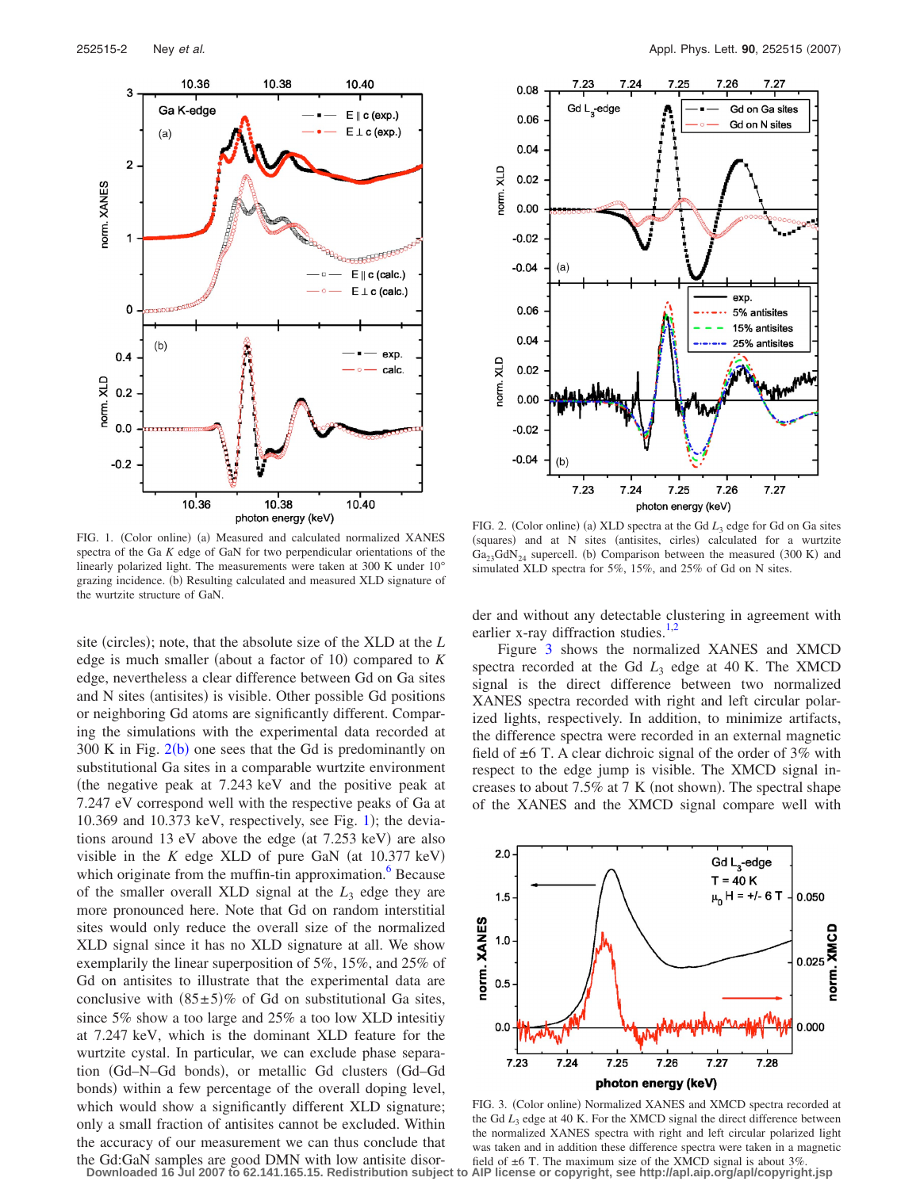FIG. 1. (Color online) (a) Measured and calculated normalized XANES spectra of the Ga $K$ edge of GaN for two perpendicular orientations of the linearly polarized light. The measurements were taken at 300 K under 10° grazing incidence. (b) Resulting calculated and measured XLD signature of the wurtzite structure of GaN.

FIG. 2. (Color online) (a) XLD spectra at the Gd $L_3$ edge for Gd on Ga sites (squares) and at N sites (antisites, cirles) calculated for a wurtzite $Ga_{23}GdN_{24}$ supercell. (b) Comparison between the measured (300 K) and simulated XLD spectra for 5%, 15%, and 25% of Gd on N sites.

site (circles); note, that the absolute size of the XLD at the $L$ edge is much smaller (about a factor of 10) compared to $K$ edge, nevertheless a clear difference between Gd on Ga sites and N sites (antisites) is visible. Other possible Gd positions or neighboring Gd atoms are significantly different. Comparing the simulations with the experimental data recorded at 300 K in Fig. 2(b) one sees that the Gd is predominantly on substitutional Ga sites in a comparable wurtzite environment (the negative peak at 7.243 keV and the positive peak at 7.247 eV correspond well with the respective peaks of Ga at 10.369 and 10.373 keV, respectively, see Fig. 1); the deviations around 13 eV above the edge (at 7.253 keV) are also visible in the $K$ edge XLD of pure GaN (at 10.377 keV) which originate from the muffin-tin approximation.[6] Because of the smaller overall XLD signal at the $L_3$ edge they are more pronounced here. Note that Gd on random interstitial sites would only reduce the overall size of the normalized XLD signal since it has no XLD signature at all. We show exemplarily the linear superposition of 5%, 15%, and 25% of Gd on antisites to illustrate that the experimental data are conclusive with (85±5)% of Gd on substitutional Ga sites, since 5% show a too large and 25% a too low XLD intesitiy at 7.247 keV, which is the dominant XLD feature for the wurtzite cystal. In particular, we can exclude phase separation (Gd–N–Gd bonds), or metallic Gd clusters (Gd–Gd bonds) within a few percentage of the overall doping level, which would show a significantly different XLD signature; only a small fraction of antisites cannot be excluded. Within the accuracy of our measurement we can thus conclude that the Gd:GaN samples are good DMN with low antisite disorder and without any detectable clustering in agreement with earlier x-ray diffraction studies.[1,2]

Figure 3 shows the normalized XANES and XMCD spectra recorded at the Gd $L_3$ edge at 40 K. The XMCD signal is the direct difference between two normalized XANES spectra recorded with right and left circular polarized lights, respectively. In addition, to minimize artifacts, the difference spectra were recorded in an external magnetic field of ±6 T. A clear dichroic signal of the order of 3% with respect to the edge jump is visible. The XMCD signal increases to about 7.5% at 7 K (not shown). The spectral shape of the XANES and the XMCD signal compare well with

FIG. 3. (Color online) Normalized XANES and XMCD spectra recorded at the Gd $L_3$ edge at 40 K. For the XMCD signal the direct difference between the normalized XANES spectra with right and left circular polarized light was taken and in addition these difference spectra were taken in a magnetic field of ±6 T. The maximum size of the XMCD signal is about 3%.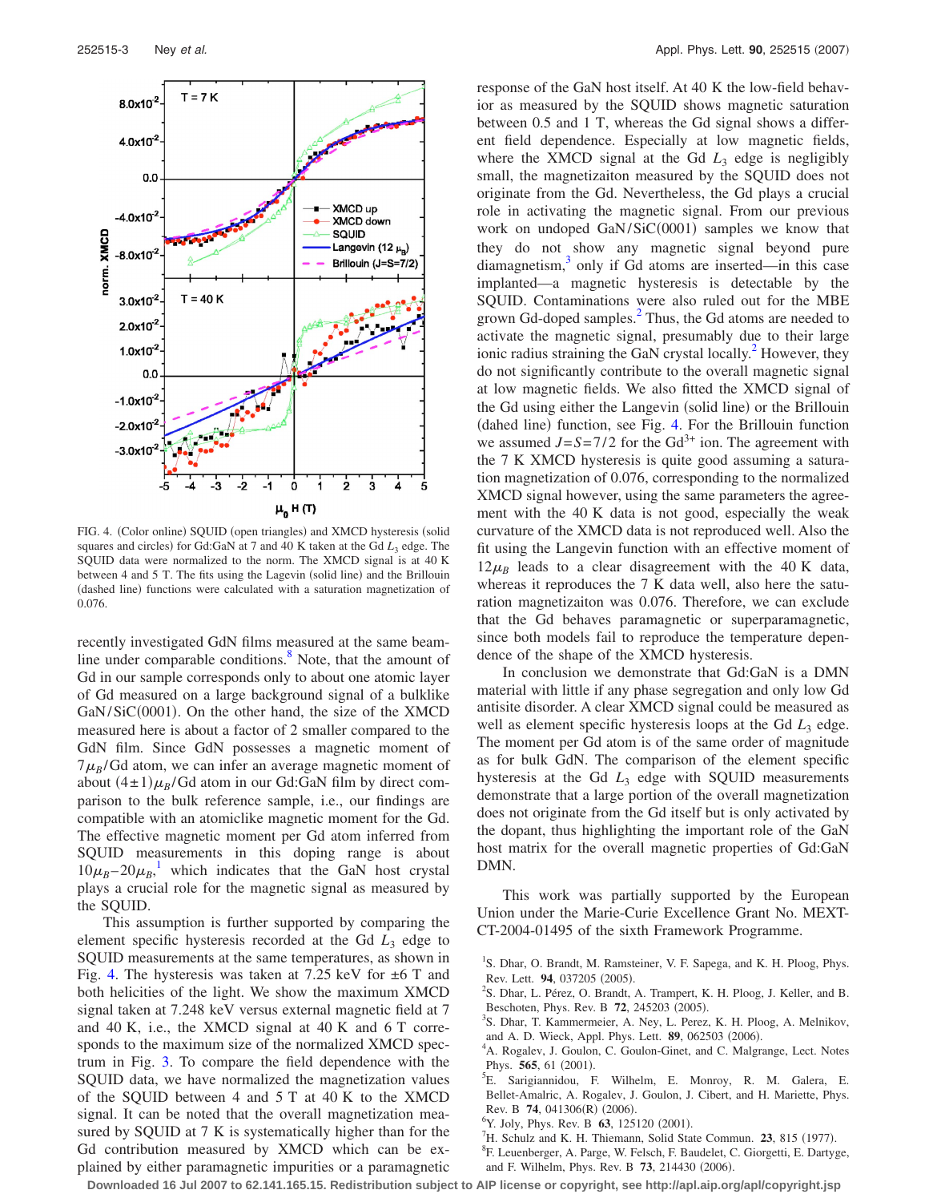T = 7 K

8.0x10^-2
4.0x10^-2
0.0
-4.0x10^-2
-8.0x10^-2

norm. XMCD

XMCD up
XMCD down
SQUID
Langevin (12 $\mu_B$)
Brillouin (J=S=7/2)

T = 40 K

3.0x10^-2
2.0x10^-2
1.0x10^-2
0.0
-1.0x10^-2
-2.0x10^-2
-3.0x10^-2

-5 -4 -3 -2 -1 0 1 2 3 4 5

$\mu_0$ H (T)

FIG. 4. (Color online) SQUID (open triangles) and XMCD hysteresis (solid squares and circles) for Gd:GaN at 7 and 40 K taken at the Gd $L_3$ edge. The SQUID data were normalized to the norm. The XMCD signal is at 40 K between 4 and 5 T. The fits using the Lagevin (solid line) and the Brillouin (dashed line) functions were calculated with a saturation magnetization of 0.076.

recently investigated GdN films measured at the same beamline under comparable conditions.[8] Note, that the amount of Gd in our sample corresponds only to about one atomic layer of Gd measured on a large background signal of a bulklike GaN/SiC(0001). On the other hand, the size of the XMCD measured here is about a factor of 2 smaller compared to the GdN film. Since GdN possesses a magnetic moment of $7\mu_B$/Gd atom, we can infer an average magnetic moment of about $(4\pm1)\mu_B$/Gd atom in our Gd:GaN film by direct comparison to the bulk reference sample, i.e., our findings are compatible with an atomiclike magnetic moment for the Gd. The effective magnetic moment per Gd atom inferred from SQUID measurements in this doping range is about $10\mu_B$–$20\mu_B$,[1] which indicates that the GaN host crystal plays a crucial role for the magnetic signal as measured by the SQUID.

This assumption is further supported by comparing the element specific hysteresis recorded at the Gd $L_3$ edge to SQUID measurements at the same temperatures, as shown in Fig. 4. The hysteresis was taken at 7.25 keV for ±6 T and both helicities of the light. We show the maximum XMCD signal taken at 7.248 keV versus external magnetic field at 7 and 40 K, i.e., the XMCD signal at 40 K and 6 T corresponds to the maximum size of the normalized XMCD spectrum in Fig. 3. To compare the field dependence with the SQUID data, we have normalized the magnetization values of the SQUID between 4 and 5 T at 40 K to the XMCD signal. It can be noted that the overall magnetization measured by SQUID at 7 K is systematically higher than for the Gd contribution measured by XMCD which can be explained by either paramagnetic impurities or a paramagnetic response of the GaN host itself. At 40 K the low-field behavior as measured by the SQUID shows magnetic saturation between 0.5 and 1 T, whereas the Gd signal shows a different field dependence. Especially at low magnetic fields, where the XMCD signal at the Gd $L_3$ edge is negligibly small, the magnetizaiton measured by the SQUID does not originate from the Gd. Nevertheless, the Gd plays a crucial role in activating the magnetic signal. From our previous work on undoped GaN/SiC(0001) samples we know that they do not show any magnetic signal beyond pure diamagnetism,[3] only if Gd atoms are inserted—in this case implanted—a magnetic hysteresis is detectable by the SQUID. Contaminations were also ruled out for the MBE grown Gd-doped samples.[2] Thus, the Gd atoms are needed to activate the magnetic signal, presumably due to their large ionic radius straining the GaN crystal locally.[2] However, they do not significantly contribute to the overall magnetic signal at low magnetic fields. We also fitted the XMCD signal of the Gd using either the Langevin (solid line) or the Brillouin (dahed line) function, see Fig. 4. For the Brillouin function we assumed $J=S=7/2$ for the $Gd^{3+}$ ion. The agreement with the 7 K XMCD hysteresis is quite good assuming a saturation magnetization of 0.076, corresponding to the normalized XMCD signal however, using the same parameters the agreement with the 40 K data is not good, especially the weak curvature of the XMCD data is not reproduced well. Also the fit using the Langevin function with an effective moment of $12\mu_B$ leads to a clear disagreement with the 40 K data, whereas it reproduces the 7 K data well, also here the saturation magnetizaiton was 0.076. Therefore, we can exclude that the Gd behaves paramagnetic or superparamagnetic, since both models fail to reproduce the temperature dependence of the shape of the XMCD hysteresis.

In conclusion we demonstrate that Gd:GaN is a DMN material with little if any phase segregation and only low Gd antisite disorder. A clear XMCD signal could be measured as well as element specific hysteresis loops at the Gd $L_3$ edge. The moment per Gd atom is of the same order of magnitude as for bulk GdN. The comparison of the element specific hysteresis at the Gd $L_3$ edge with SQUID measurements demonstrate that a large portion of the overall magnetization does not originate from the Gd itself but is only activated by the dopant, thus highlighting the important role of the GaN host matrix for the overall magnetic properties of Gd:GaN DMN.

This work was partially supported by the European Union under the Marie-Curie Excellence Grant No. MEXT-CT-2004-01495 of the sixth Framework Programme.

[1] S. Dhar, O. Brandt, M. Ramsteiner, V. F. Sapega, and K. H. Ploog, Phys. Rev. Lett. **94**, 037205 (2005).

[2] S. Dhar, L. Pérez, O. Brandt, A. Trampert, K. H. Ploog, J. Keller, and B. Beschoten, Phys. Rev. B **72**, 245203 (2005).

[3] S. Dhar, T. Kammermeier, A. Ney, L. Perez, K. H. Ploog, A. Melnikov, and A. D. Wieck, Appl. Phys. Lett. **89**, 062503 (2006).

[4] A. Rogalev, J. Goulon, C. Goulon-Ginet, and C. Malgrange, Lect. Notes Phys. **565**, 61 (2001).

[5] E. Sarigiannidou, F. Wilhelm, E. Monroy, R. M. Galera, E. Bellet-Amalric, A. Rogalev, J. Goulon, J. Cibert, and H. Mariette, Phys. Rev. B **74**, 041306(R) (2006).

[6] Y. Joly, Phys. Rev. B **63**, 125120 (2001).

[7] H. Schulz and K. H. Thiemann, Solid State Commun. **23**, 815 (1977).

[8] F. Leuenberger, A. Parge, W. Felsch, F. Baudelet, C. Giorgetti, E. Dartyge, and F. Wilhelm, Phys. Rev. B **73**, 214430 (2006).